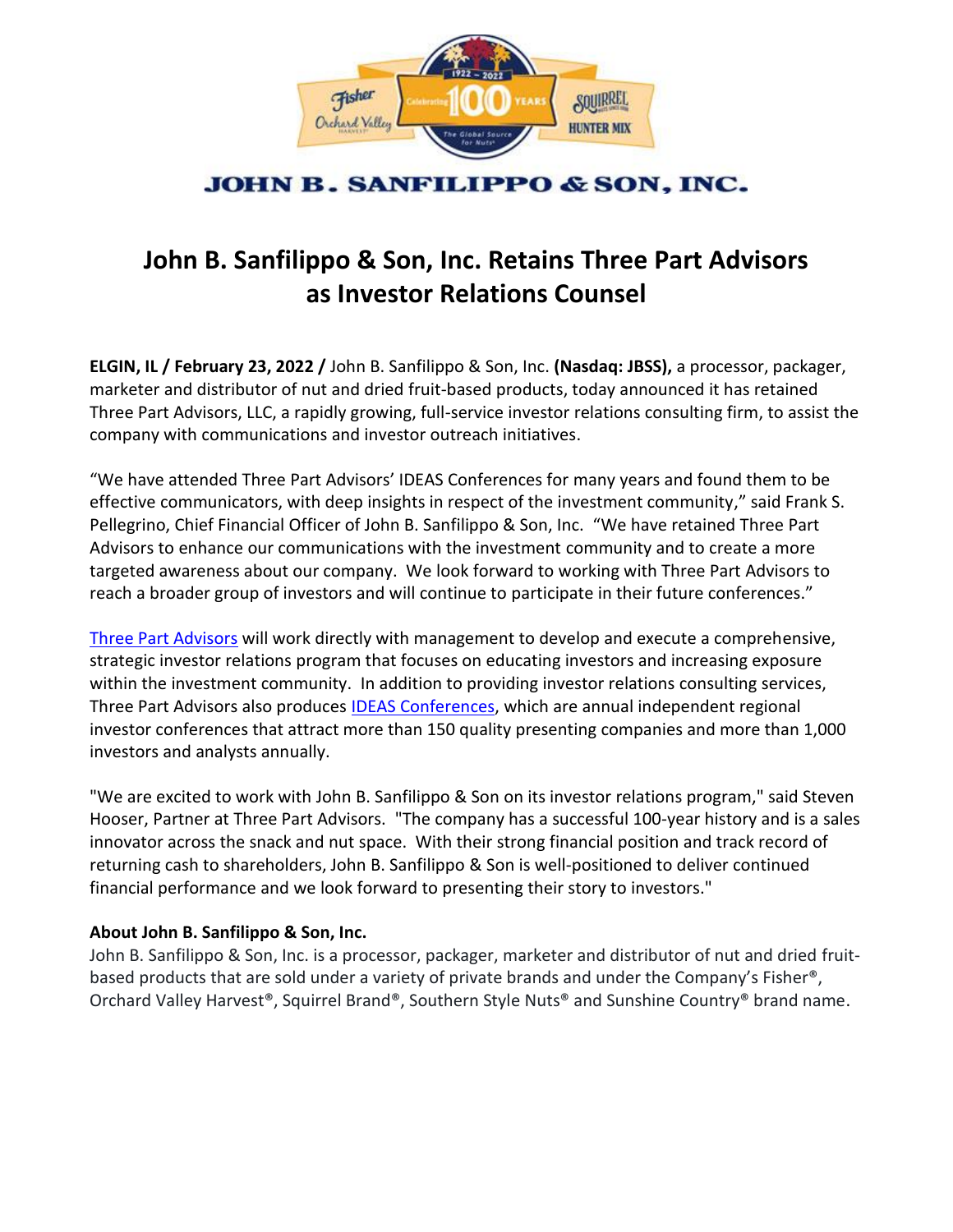JOHN B. SANFILIPPO & SON, INC.

# John B. Sanfilippo & Son, Inc. Retains Three Part Advisors as Investor Relations Counsel

**ELGIN, IL / February 23, 2022 /** John B. Sanfilippo & Son, Inc. **(Nasdaq: JBSS),** a processor, packager, marketer and distributor of nut and dried fruit-based products, today announced it has retained Three Part Advisors, LLC, a rapidly growing, full-service investor relations consulting firm, to assist the company with communications and investor outreach initiatives.

"We have attended Three Part Advisors' IDEAS Conferences for many years and found them to be effective communicators, with deep insights in respect of the investment community," said Frank S. Pellegrino, Chief Financial Officer of John B. Sanfilippo & Son, Inc. "We have retained Three Part Advisors to enhance our communications with the investment community and to create a more targeted awareness about our company. We look forward to working with Three Part Advisors to reach a broader group of investors and will continue to participate in their future conferences."

Three Part Advisors will work directly with management to develop and execute a comprehensive, strategic investor relations program that focuses on educating investors and increasing exposure within the investment community. In addition to providing investor relations consulting services, Three Part Advisors also produces IDEAS Conferences, which are annual independent regional investor conferences that attract more than 150 quality presenting companies and more than 1,000 investors and analysts annually.

"We are excited to work with John B. Sanfilippo & Son on its investor relations program," said Steven Hooser, Partner at Three Part Advisors. "The company has a successful 100-year history and is a sales innovator across the snack and nut space. With their strong financial position and track record of returning cash to shareholders, John B. Sanfilippo & Son is well-positioned to deliver continued financial performance and we look forward to presenting their story to investors."

**About John B. Sanfilippo & Son, Inc.**

John B. Sanfilippo & Son, Inc. is a processor, packager, marketer and distributor of nut and dried fruit-based products that are sold under a variety of private brands and under the Company's Fisher®, Orchard Valley Harvest®, Squirrel Brand®, Southern Style Nuts® and Sunshine Country® brand name.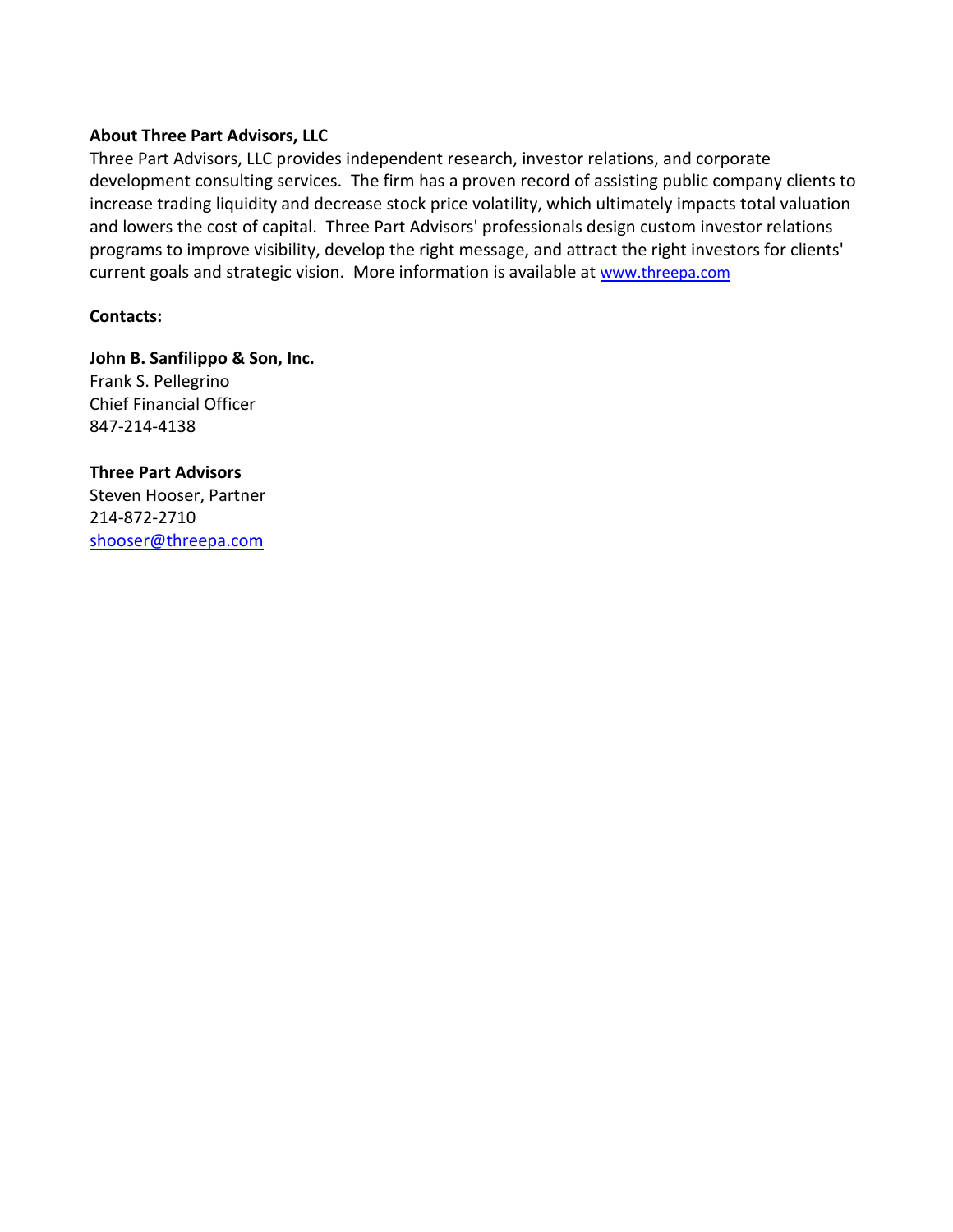**About Three Part Advisors, LLC**

Three Part Advisors, LLC provides independent research, investor relations, and corporate development consulting services. The firm has a proven record of assisting public company clients to increase trading liquidity and decrease stock price volatility, which ultimately impacts total valuation and lowers the cost of capital. Three Part Advisors' professionals design custom investor relations programs to improve visibility, develop the right message, and attract the right investors for clients' current goals and strategic vision. More information is available at www.threepa.com

**Contacts:**

**John B. Sanfilippo & Son, Inc.**
Frank S. Pellegrino
Chief Financial Officer
847-214-4138

**Three Part Advisors**
Steven Hooser, Partner
214-872-2710
shooser@threepa.com